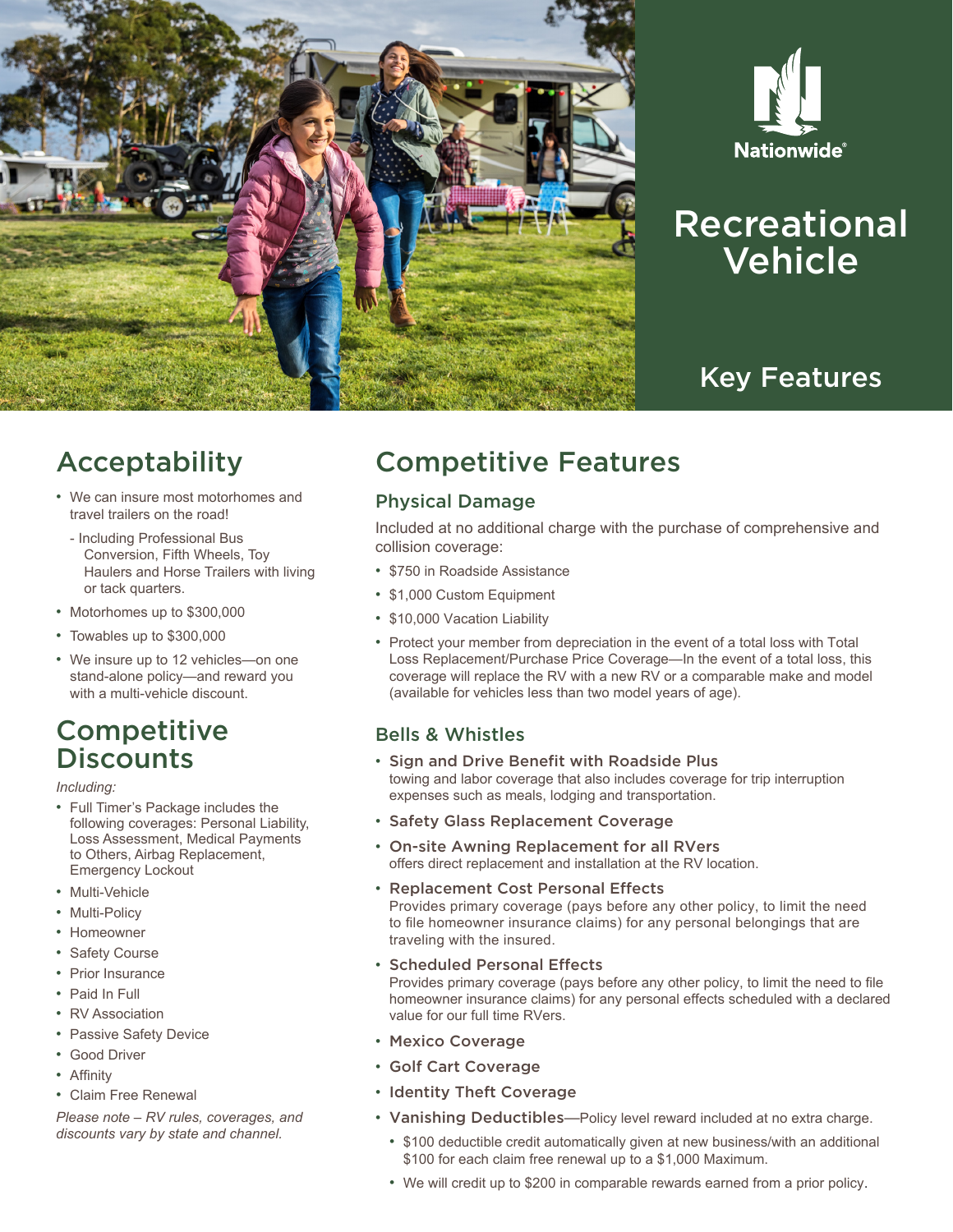Nationwide®

# Recreational Vehicle

## Key Features

## Acceptability

- We can insure most motorhomes and travel trailers on the road!
  - Including Professional Bus Conversion, Fifth Wheels, Toy Haulers and Horse Trailers with living or tack quarters.
- Motorhomes up to $300,000
- Towables up to $300,000
- We insure up to 12 vehicles—on one stand-alone policy—and reward you with a multi-vehicle discount.

## Competitive Discounts

*Including:*

- Full Timer's Package includes the following coverages: Personal Liability, Loss Assessment, Medical Payments to Others, Airbag Replacement, Emergency Lockout
- Multi-Vehicle
- Multi-Policy
- Homeowner
- Safety Course
- Prior Insurance
- Paid In Full
- RV Association
- Passive Safety Device
- Good Driver
- Affinity
- Claim Free Renewal

*Please note – RV rules, coverages, and discounts vary by state and channel.*

## Competitive Features

### Physical Damage

Included at no additional charge with the purchase of comprehensive and collision coverage:

- $750 in Roadside Assistance
- $1,000 Custom Equipment
- $10,000 Vacation Liability
- Protect your member from depreciation in the event of a total loss with Total Loss Replacement/Purchase Price Coverage—In the event of a total loss, this coverage will replace the RV with a new RV or a comparable make and model (available for vehicles less than two model years of age).

### Bells & Whistles

- **Sign and Drive Benefit with Roadside Plus**
  towing and labor coverage that also includes coverage for trip interruption expenses such as meals, lodging and transportation.
- **Safety Glass Replacement Coverage**
- **On-site Awning Replacement for all RVers**
  offers direct replacement and installation at the RV location.
- **Replacement Cost Personal Effects**
  Provides primary coverage (pays before any other policy, to limit the need to file homeowner insurance claims) for any personal belongings that are traveling with the insured.
- **Scheduled Personal Effects**
  Provides primary coverage (pays before any other policy, to limit the need to file homeowner insurance claims) for any personal effects scheduled with a declared value for our full time RVers.
- **Mexico Coverage**
- **Golf Cart Coverage**
- **Identity Theft Coverage**
- **Vanishing Deductibles**—Policy level reward included at no extra charge.
  - $100 deductible credit automatically given at new business/with an additional $100 for each claim free renewal up to a $1,000 Maximum.
  - We will credit up to $200 in comparable rewards earned from a prior policy.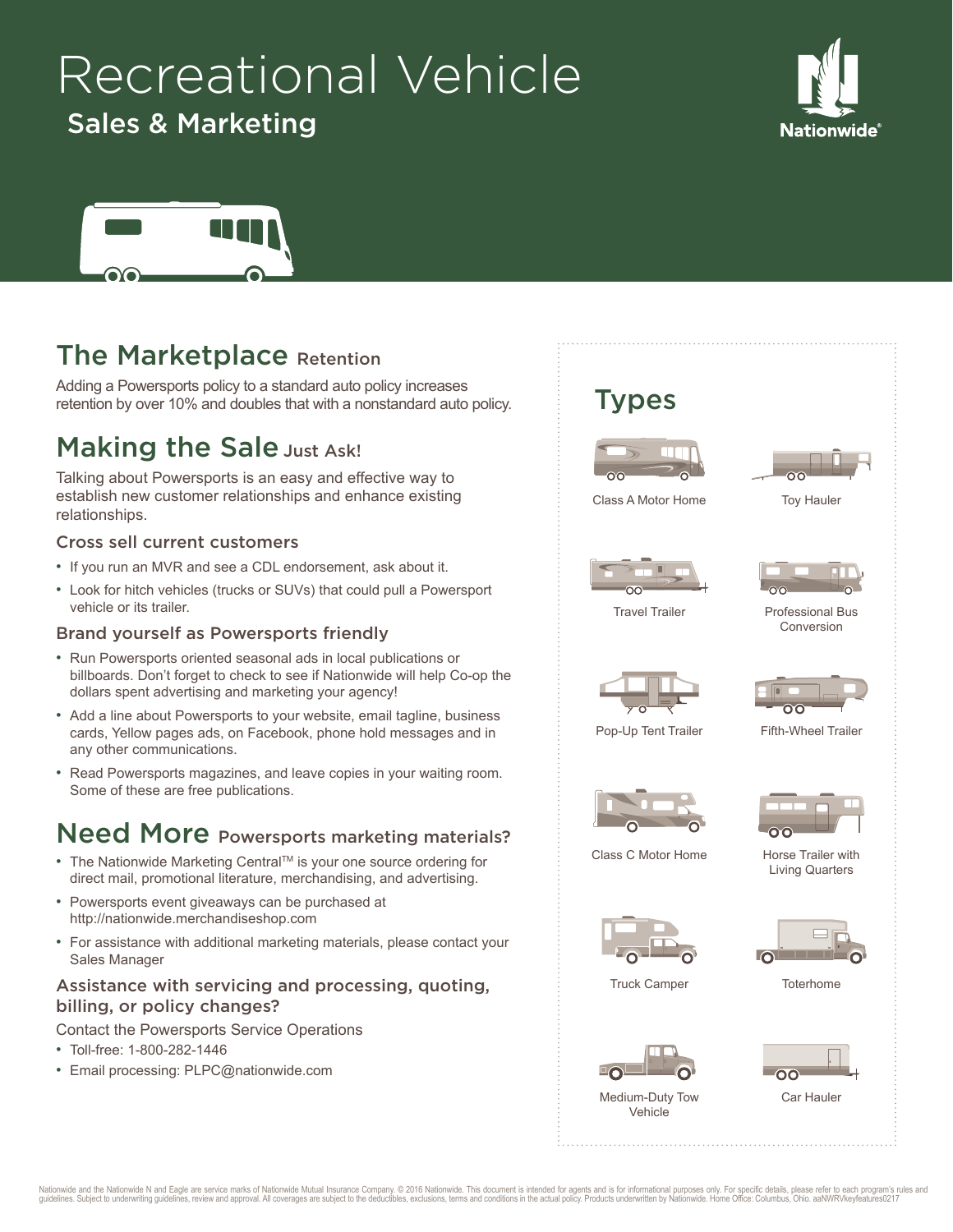# Recreational Vehicle

## Sales & Marketing

Nationwide®

## The Marketplace Retention

Adding a Powersports policy to a standard auto policy increases retention by over 10% and doubles that with a nonstandard auto policy.

## Making the Sale Just Ask!

Talking about Powersports is an easy and effective way to establish new customer relationships and enhance existing relationships.

### Cross sell current customers

- If you run an MVR and see a CDL endorsement, ask about it.
- Look for hitch vehicles (trucks or SUVs) that could pull a Powersport vehicle or its trailer.

### Brand yourself as Powersports friendly

- Run Powersports oriented seasonal ads in local publications or billboards. Don't forget to check to see if Nationwide will help Co-op the dollars spent advertising and marketing your agency!
- Add a line about Powersports to your website, email tagline, business cards, Yellow pages ads, on Facebook, phone hold messages and in any other communications.
- Read Powersports magazines, and leave copies in your waiting room. Some of these are free publications.

## Need More Powersports marketing materials?

- The Nationwide Marketing Central™ is your one source ordering for direct mail, promotional literature, merchandising, and advertising.
- Powersports event giveaways can be purchased at http://nationwide.merchandiseshop.com
- For assistance with additional marketing materials, please contact your Sales Manager

### Assistance with servicing and processing, quoting, billing, or policy changes?

Contact the Powersports Service Operations

- Toll-free: 1-800-282-1446
- Email processing: PLPC@nationwide.com

## Types

Class A Motor Home

Toy Hauler

Travel Trailer

Professional Bus Conversion

Pop-Up Tent Trailer

Fifth-Wheel Trailer

Class C Motor Home

Horse Trailer with Living Quarters

Truck Camper

Toterhome

Medium-Duty Tow Vehicle

Car Hauler

Nationwide and the Nationwide N and Eagle are service marks of Nationwide Mutual Insurance Company. © 2016 Nationwide. This document is intended for agents and is for informational purposes only. For specific details, please refer to each program's rules and guidelines. Subject to underwriting guidelines, review and approval. All coverages are subject to the deductibles, exclusions, terms and conditions in the actual policy. Products underwritten by Nationwide. Home Office: Columbus, Ohio. aaNWRVkeyfeatures0217